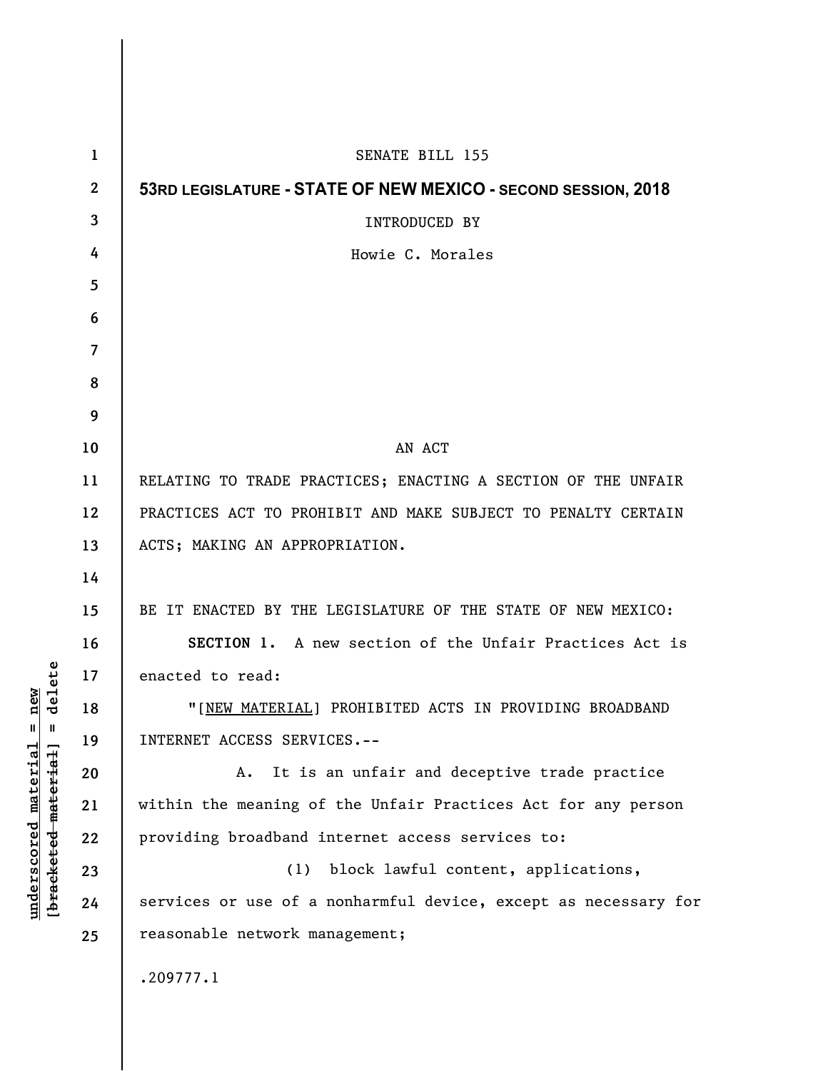SENATE BILL 155

**53RD LEGISLATURE - STATE OF NEW MEXICO - SECOND SESSION, 2018**

INTRODUCED BY

Howie C. Morales

AN ACT

RELATING TO TRADE PRACTICES; ENACTING A SECTION OF THE UNFAIR PRACTICES ACT TO PROHIBIT AND MAKE SUBJECT TO PENALTY CERTAIN ACTS; MAKING AN APPROPRIATION.

BE IT ENACTED BY THE LEGISLATURE OF THE STATE OF NEW MEXICO:

**SECTION 1.** A new section of the Unfair Practices Act is enacted to read:

"[NEW MATERIAL] PROHIBITED ACTS IN PROVIDING BROADBAND INTERNET ACCESS SERVICES.--

A. It is an unfair and deceptive trade practice within the meaning of the Unfair Practices Act for any person providing broadband internet access services to:

(1) block lawful content, applications, services or use of a nonharmful device, except as necessary for reasonable network management;

.209777.1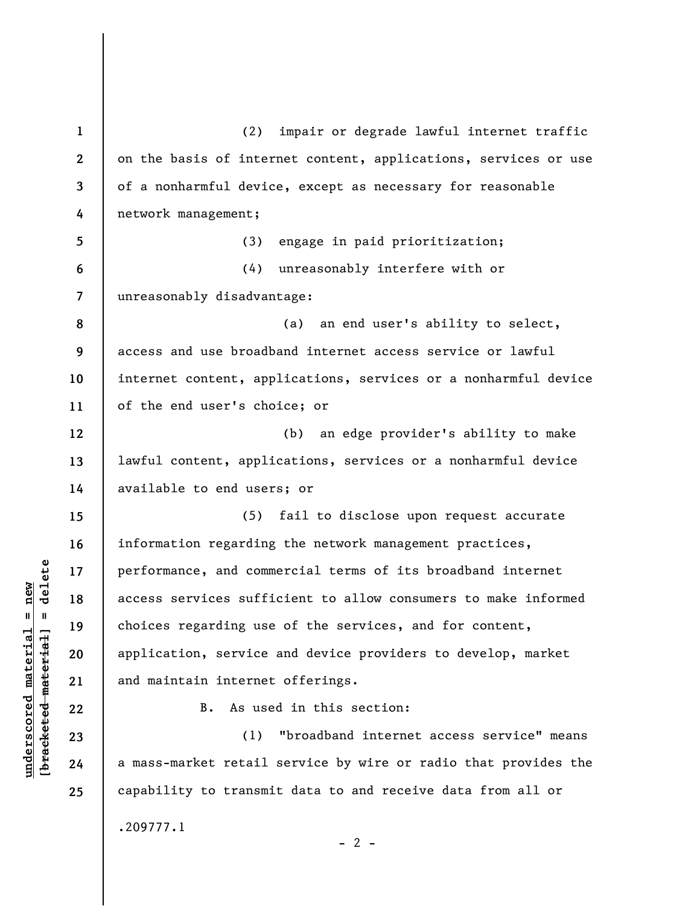(2) impair or degrade lawful internet traffic on the basis of internet content, applications, services or use of a nonharmful device, except as necessary for reasonable network management;

(3) engage in paid prioritization;

(4) unreasonably interfere with or unreasonably disadvantage:

(a) an end user's ability to select, access and use broadband internet access service or lawful internet content, applications, services or a nonharmful device of the end user's choice; or

(b) an edge provider's ability to make lawful content, applications, services or a nonharmful device available to end users; or

(5) fail to disclose upon request accurate information regarding the network management practices, performance, and commercial terms of its broadband internet access services sufficient to allow consumers to make informed choices regarding use of the services, and for content, application, service and device providers to develop, market and maintain internet offerings.

B. As used in this section:

(1) "broadband internet access service" means a mass-market retail service by wire or radio that provides the capability to transmit data to and receive data from all or

.209777.1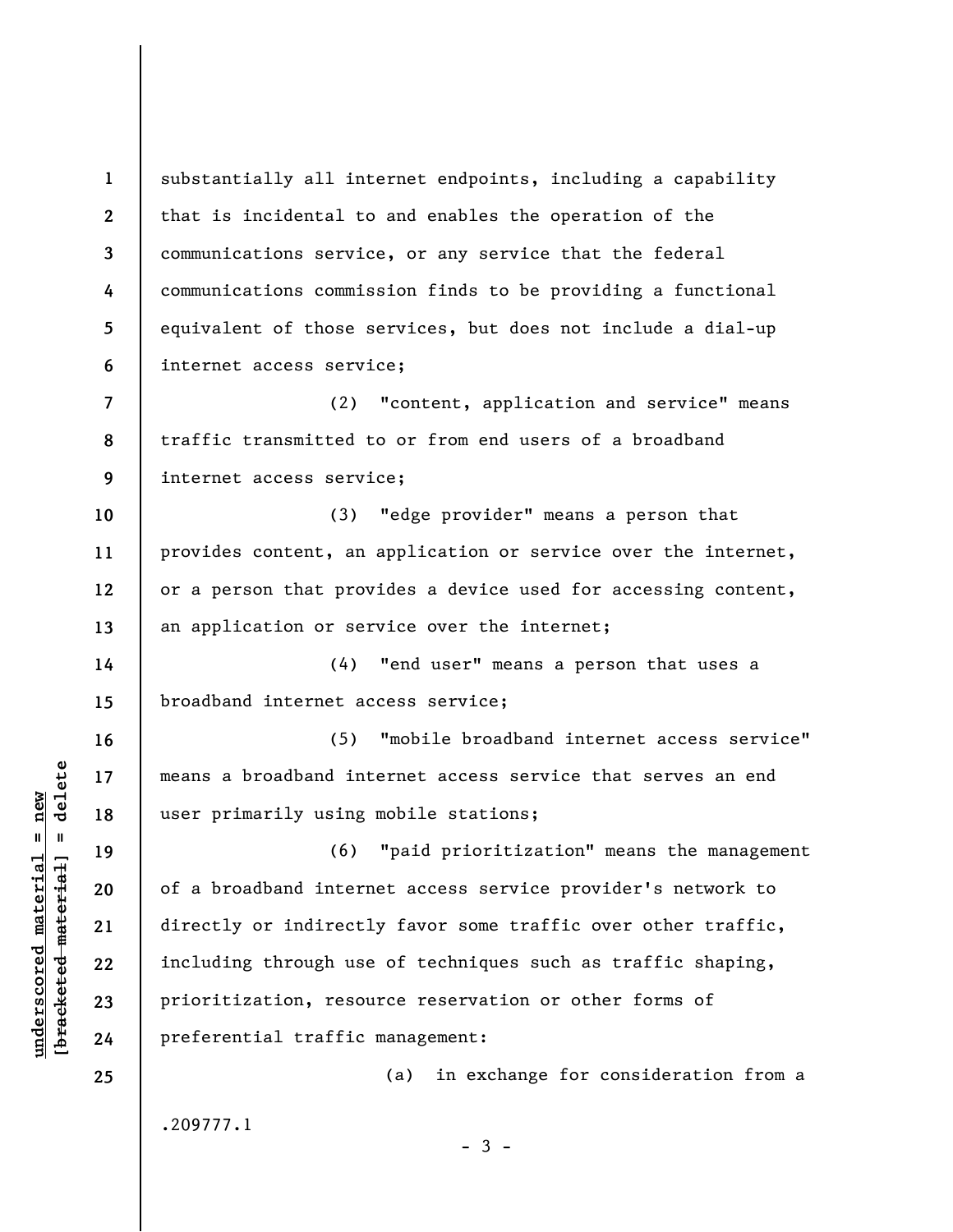substantially all internet endpoints, including a capability that is incidental to and enables the operation of the communications service, or any service that the federal communications commission finds to be providing a functional equivalent of those services, but does not include a dial-up internet access service;

(2) "content, application and service" means traffic transmitted to or from end users of a broadband internet access service;

(3) "edge provider" means a person that provides content, an application or service over the internet, or a person that provides a device used for accessing content, an application or service over the internet;

(4) "end user" means a person that uses a broadband internet access service;

(5) "mobile broadband internet access service" means a broadband internet access service that serves an end user primarily using mobile stations;

(6) "paid prioritization" means the management of a broadband internet access service provider's network to directly or indirectly favor some traffic over other traffic, including through use of techniques such as traffic shaping, prioritization, resource reservation or other forms of preferential traffic management:

(a) in exchange for consideration from a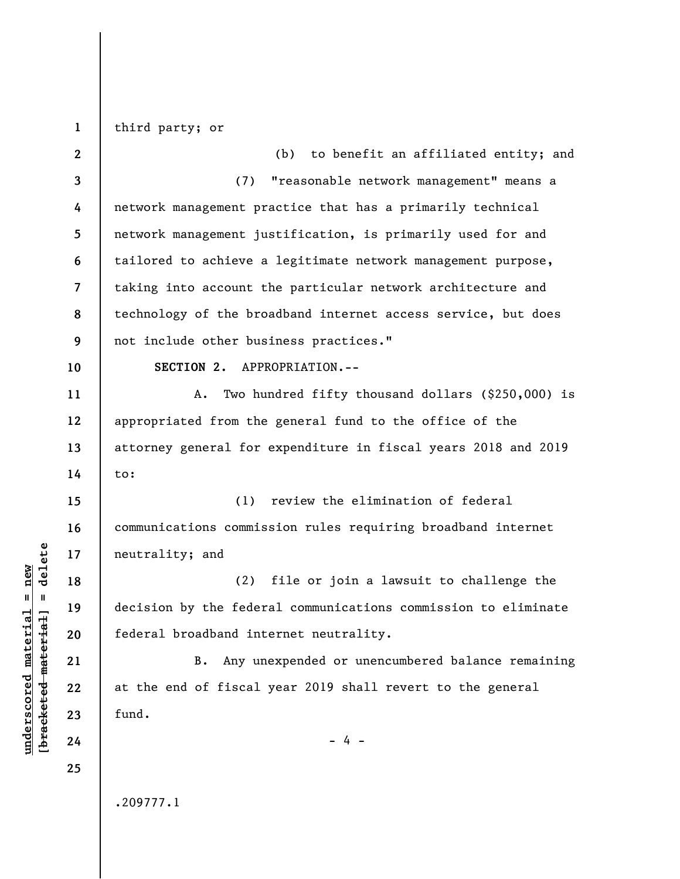third party; or

(b) to benefit an affiliated entity; and

(7) "reasonable network management" means a network management practice that has a primarily technical network management justification, is primarily used for and tailored to achieve a legitimate network management purpose, taking into account the particular network architecture and technology of the broadband internet access service, but does not include other business practices."

**SECTION 2.** APPROPRIATION.--

A. Two hundred fifty thousand dollars ($250,000) is appropriated from the general fund to the office of the attorney general for expenditure in fiscal years 2018 and 2019 to:

(1) review the elimination of federal communications commission rules requiring broadband internet neutrality; and

(2) file or join a lawsuit to challenge the decision by the federal communications commission to eliminate federal broadband internet neutrality.

B. Any unexpended or unencumbered balance remaining at the end of fiscal year 2019 shall revert to the general fund.

.209777.1